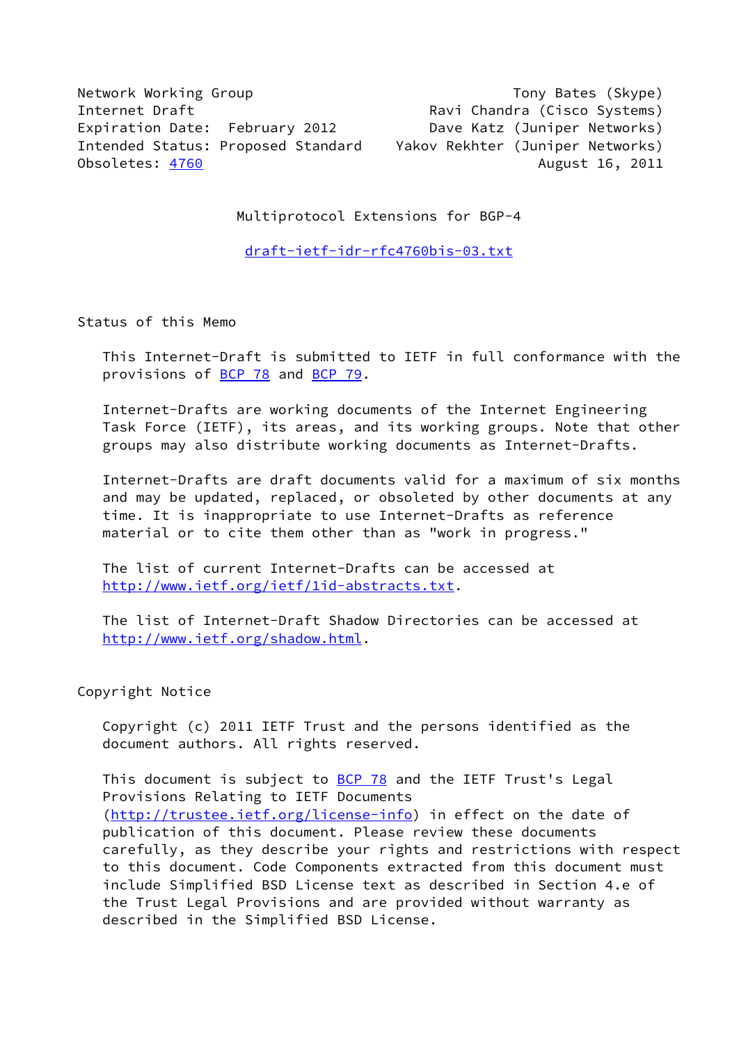Network Working Group                                    Tony Bates (Skype)
Internet Draft                                    Ravi Chandra (Cisco Systems)
Expiration Date:  February 2012                 Dave Katz (Juniper Networks)
Intended Status: Proposed Standard          Yakov Rekhter (Juniper Networks)
Obsoletes: 4760                                              August 16, 2011

# Multiprotocol Extensions for BGP-4

draft-ietf-idr-rfc4760bis-03.txt

## Status of this Memo

This Internet-Draft is submitted to IETF in full conformance with the provisions of BCP 78 and BCP 79.

Internet-Drafts are working documents of the Internet Engineering Task Force (IETF), its areas, and its working groups. Note that other groups may also distribute working documents as Internet-Drafts.

Internet-Drafts are draft documents valid for a maximum of six months and may be updated, replaced, or obsoleted by other documents at any time. It is inappropriate to use Internet-Drafts as reference material or to cite them other than as "work in progress."

The list of current Internet-Drafts can be accessed at http://www.ietf.org/ietf/1id-abstracts.txt.

The list of Internet-Draft Shadow Directories can be accessed at http://www.ietf.org/shadow.html.

## Copyright Notice

Copyright (c) 2011 IETF Trust and the persons identified as the document authors. All rights reserved.

This document is subject to BCP 78 and the IETF Trust's Legal Provisions Relating to IETF Documents (http://trustee.ietf.org/license-info) in effect on the date of publication of this document. Please review these documents carefully, as they describe your rights and restrictions with respect to this document. Code Components extracted from this document must include Simplified BSD License text as described in Section 4.e of the Trust Legal Provisions and are provided without warranty as described in the Simplified BSD License.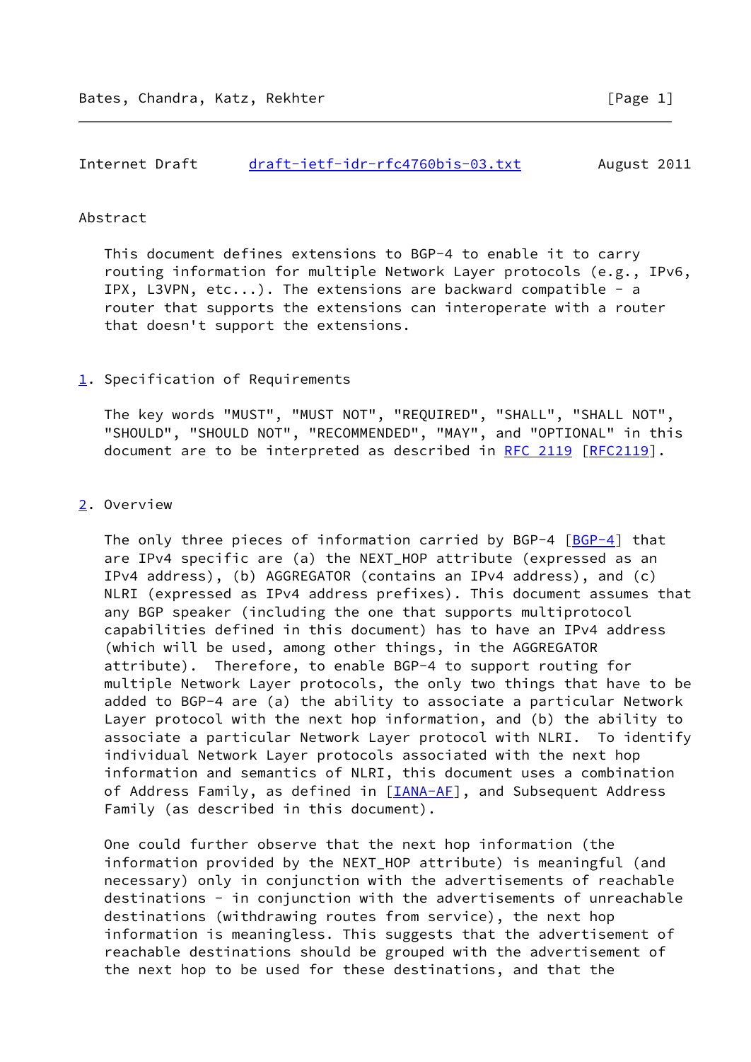## Abstract

This document defines extensions to BGP-4 to enable it to carry routing information for multiple Network Layer protocols (e.g., IPv6, IPX, L3VPN, etc...). The extensions are backward compatible - a router that supports the extensions can interoperate with a router that doesn't support the extensions.

## 1. Specification of Requirements

The key words "MUST", "MUST NOT", "REQUIRED", "SHALL", "SHALL NOT", "SHOULD", "SHOULD NOT", "RECOMMENDED", "MAY", and "OPTIONAL" in this document are to be interpreted as described in RFC 2119 [RFC2119].

## 2. Overview

The only three pieces of information carried by BGP-4 [BGP-4] that are IPv4 specific are (a) the NEXT_HOP attribute (expressed as an IPv4 address), (b) AGGREGATOR (contains an IPv4 address), and (c) NLRI (expressed as IPv4 address prefixes). This document assumes that any BGP speaker (including the one that supports multiprotocol capabilities defined in this document) has to have an IPv4 address (which will be used, among other things, in the AGGREGATOR attribute). Therefore, to enable BGP-4 to support routing for multiple Network Layer protocols, the only two things that have to be added to BGP-4 are (a) the ability to associate a particular Network Layer protocol with the next hop information, and (b) the ability to associate a particular Network Layer protocol with NLRI. To identify individual Network Layer protocols associated with the next hop information and semantics of NLRI, this document uses a combination of Address Family, as defined in [IANA-AF], and Subsequent Address Family (as described in this document).

One could further observe that the next hop information (the information provided by the NEXT_HOP attribute) is meaningful (and necessary) only in conjunction with the advertisements of reachable destinations - in conjunction with the advertisements of unreachable destinations (withdrawing routes from service), the next hop information is meaningless. This suggests that the advertisement of reachable destinations should be grouped with the advertisement of the next hop to be used for these destinations, and that the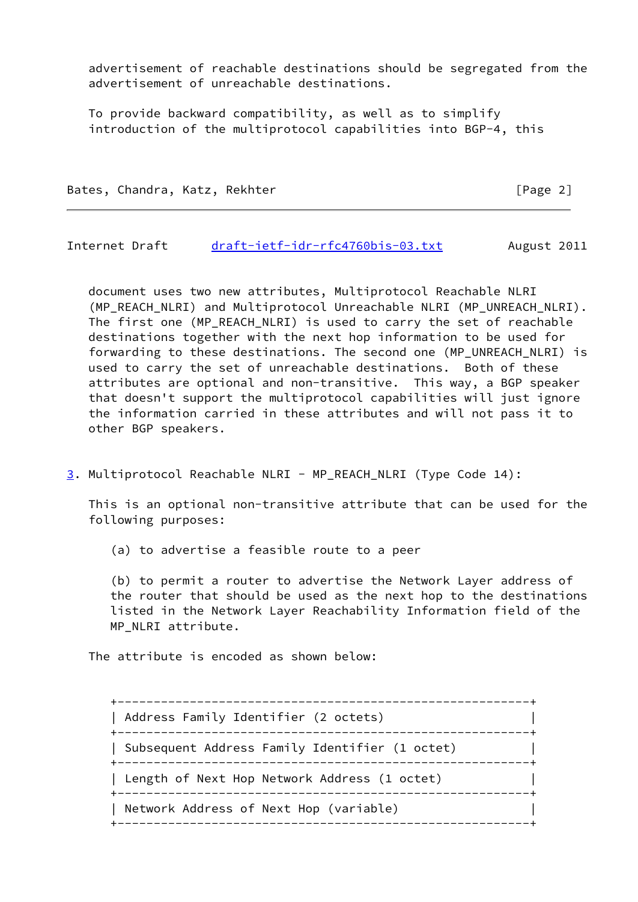advertisement of reachable destinations should be segregated from the advertisement of unreachable destinations.

To provide backward compatibility, as well as to simplify introduction of the multiprotocol capabilities into BGP-4, this document uses two new attributes, Multiprotocol Reachable NLRI (MP_REACH_NLRI) and Multiprotocol Unreachable NLRI (MP_UNREACH_NLRI). The first one (MP_REACH_NLRI) is used to carry the set of reachable destinations together with the next hop information to be used for forwarding to these destinations. The second one (MP_UNREACH_NLRI) is used to carry the set of unreachable destinations. Both of these attributes are optional and non-transitive. This way, a BGP speaker that doesn't support the multiprotocol capabilities will just ignore the information carried in these attributes and will not pass it to other BGP speakers.

## 3. Multiprotocol Reachable NLRI - MP_REACH_NLRI (Type Code 14):

This is an optional non-transitive attribute that can be used for the following purposes:

(a) to advertise a feasible route to a peer

(b) to permit a router to advertise the Network Layer address of the router that should be used as the next hop to the destinations listed in the Network Layer Reachability Information field of the MP_NLRI attribute.

The attribute is encoded as shown below:

```
+---------------------------------------------------------+
| Address Family Identifier (2 octets)                    |
+---------------------------------------------------------+
| Subsequent Address Family Identifier (1 octet)          |
+---------------------------------------------------------+
| Length of Next Hop Network Address (1 octet)            |
+---------------------------------------------------------+
| Network Address of Next Hop (variable)                  |
+---------------------------------------------------------+
```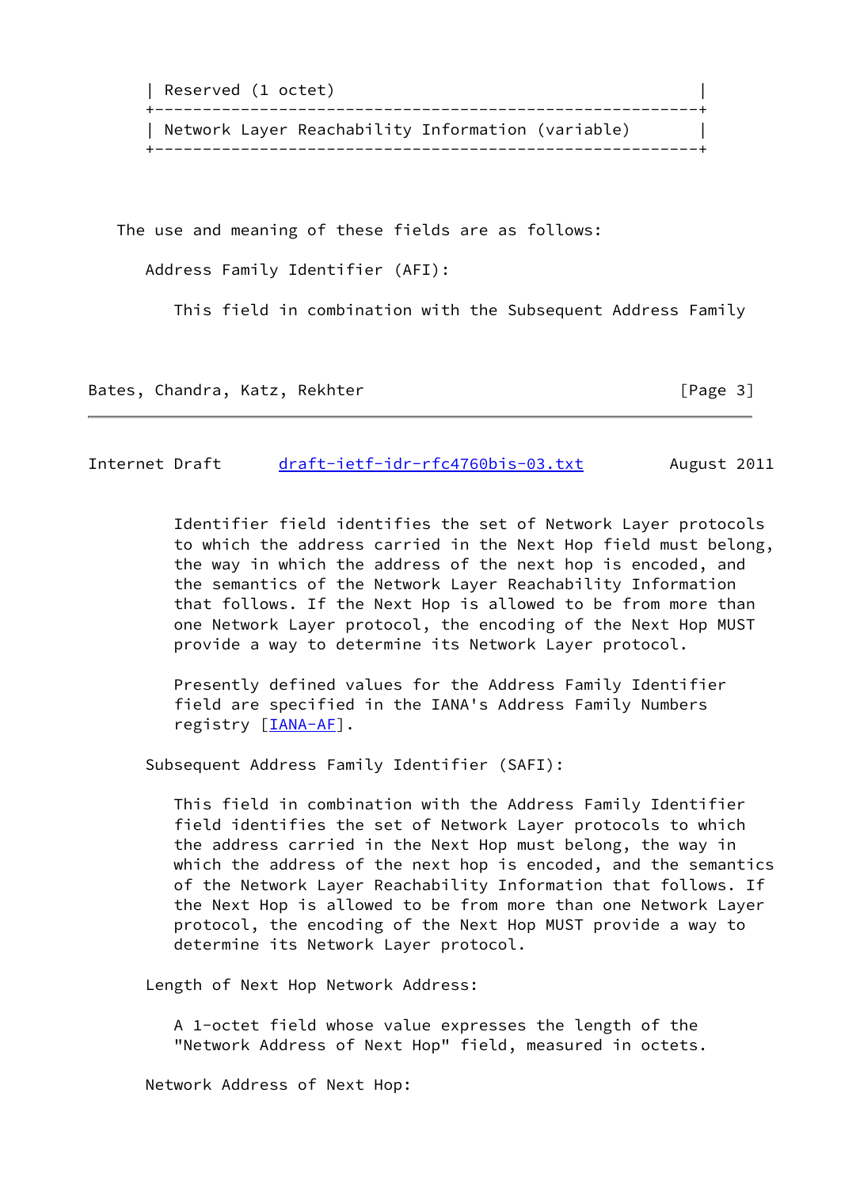```
| Reserved (1 octet)                                      |
+---------------------------------------------------------+
| Network Layer Reachability Information (variable)       |
+---------------------------------------------------------+
```

The use and meaning of these fields are as follows:

Address Family Identifier (AFI):

This field in combination with the Subsequent Address Family Identifier field identifies the set of Network Layer protocols to which the address carried in the Next Hop field must belong, the way in which the address of the next hop is encoded, and the semantics of the Network Layer Reachability Information that follows. If the Next Hop is allowed to be from more than one Network Layer protocol, the encoding of the Next Hop MUST provide a way to determine its Network Layer protocol.

Presently defined values for the Address Family Identifier field are specified in the IANA's Address Family Numbers registry [IANA-AF].

Subsequent Address Family Identifier (SAFI):

This field in combination with the Address Family Identifier field identifies the set of Network Layer protocols to which the address carried in the Next Hop must belong, the way in which the address of the next hop is encoded, and the semantics of the Network Layer Reachability Information that follows. If the Next Hop is allowed to be from more than one Network Layer protocol, the encoding of the Next Hop MUST provide a way to determine its Network Layer protocol.

Length of Next Hop Network Address:

A 1-octet field whose value expresses the length of the "Network Address of Next Hop" field, measured in octets.

Network Address of Next Hop: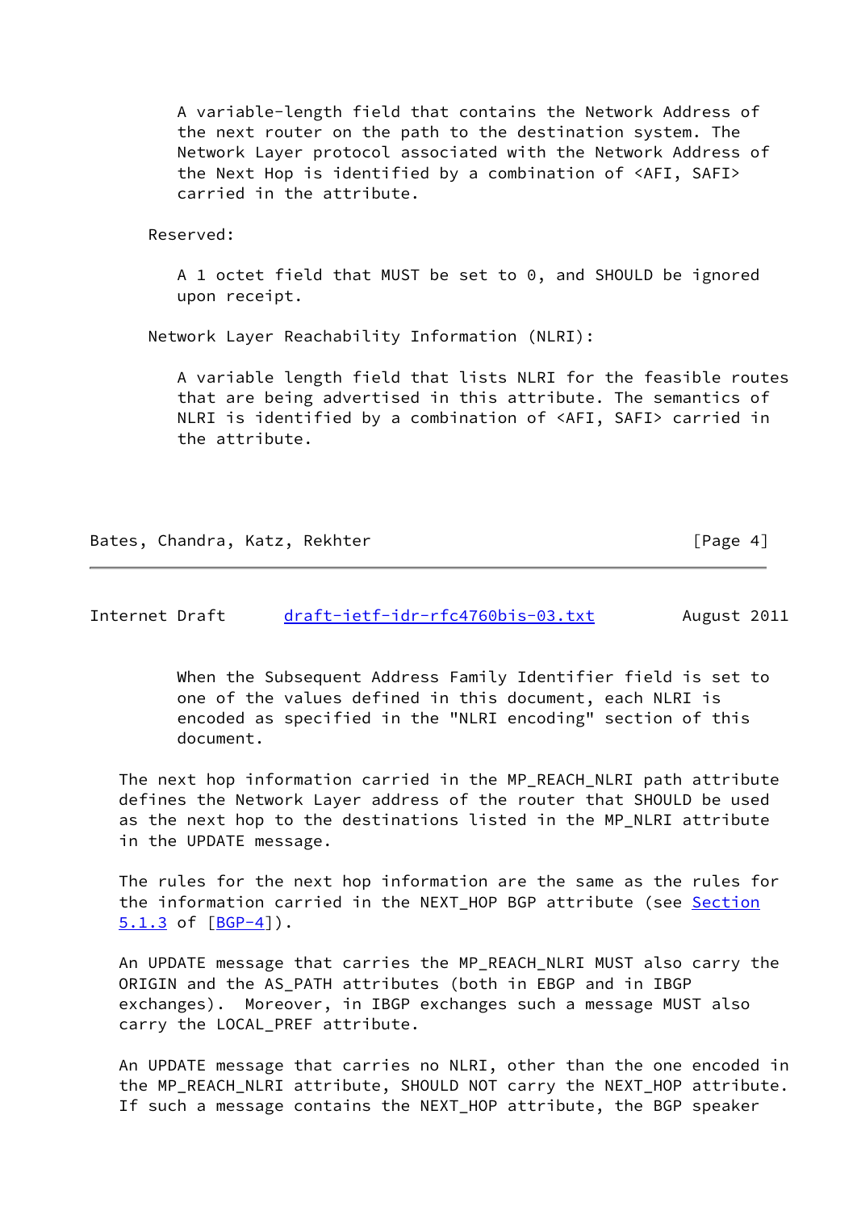A variable-length field that contains the Network Address of the next router on the path to the destination system. The Network Layer protocol associated with the Network Address of the Next Hop is identified by a combination of <AFI, SAFI> carried in the attribute.

Reserved:

A 1 octet field that MUST be set to 0, and SHOULD be ignored upon receipt.

Network Layer Reachability Information (NLRI):

A variable length field that lists NLRI for the feasible routes that are being advertised in this attribute. The semantics of NLRI is identified by a combination of <AFI, SAFI> carried in the attribute.

When the Subsequent Address Family Identifier field is set to one of the values defined in this document, each NLRI is encoded as specified in the "NLRI encoding" section of this document.

The next hop information carried in the MP_REACH_NLRI path attribute defines the Network Layer address of the router that SHOULD be used as the next hop to the destinations listed in the MP_NLRI attribute in the UPDATE message.

The rules for the next hop information are the same as the rules for the information carried in the NEXT_HOP BGP attribute (see Section 5.1.3 of [BGP-4]).

An UPDATE message that carries the MP_REACH_NLRI MUST also carry the ORIGIN and the AS_PATH attributes (both in EBGP and in IBGP exchanges). Moreover, in IBGP exchanges such a message MUST also carry the LOCAL_PREF attribute.

An UPDATE message that carries no NLRI, other than the one encoded in the MP_REACH_NLRI attribute, SHOULD NOT carry the NEXT_HOP attribute. If such a message contains the NEXT_HOP attribute, the BGP speaker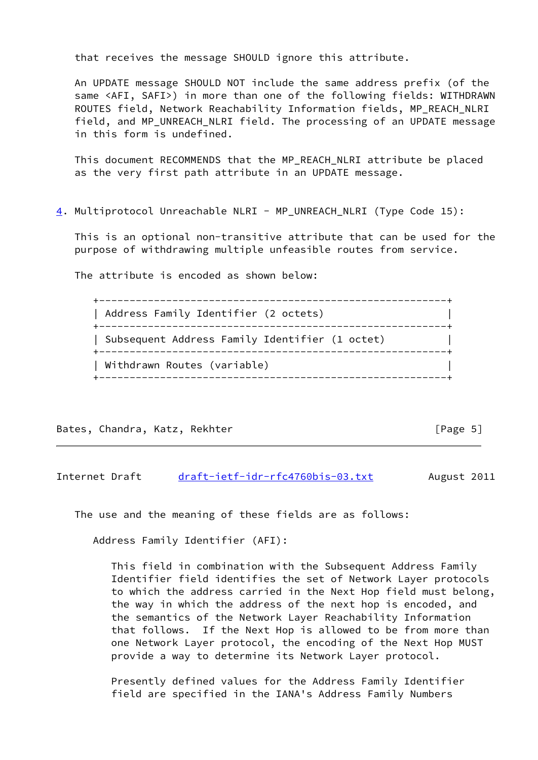that receives the message SHOULD ignore this attribute.

An UPDATE message SHOULD NOT include the same address prefix (of the same <AFI, SAFI>) in more than one of the following fields: WITHDRAWN ROUTES field, Network Reachability Information fields, MP_REACH_NLRI field, and MP_UNREACH_NLRI field. The processing of an UPDATE message in this form is undefined.

This document RECOMMENDS that the MP_REACH_NLRI attribute be placed as the very first path attribute in an UPDATE message.

## 4. Multiprotocol Unreachable NLRI - MP_UNREACH_NLRI (Type Code 15):

This is an optional non-transitive attribute that can be used for the purpose of withdrawing multiple unfeasible routes from service.

The attribute is encoded as shown below:

```
+---------------------------------------------------------+
| Address Family Identifier (2 octets)                    |
+---------------------------------------------------------+
| Subsequent Address Family Identifier (1 octet)          |
+---------------------------------------------------------+
| Withdrawn Routes (variable)                             |
+---------------------------------------------------------+
```

The use and the meaning of these fields are as follows:

Address Family Identifier (AFI):

This field in combination with the Subsequent Address Family Identifier field identifies the set of Network Layer protocols to which the address carried in the Next Hop field must belong, the way in which the address of the next hop is encoded, and the semantics of the Network Layer Reachability Information that follows. If the Next Hop is allowed to be from more than one Network Layer protocol, the encoding of the Next Hop MUST provide a way to determine its Network Layer protocol.

Presently defined values for the Address Family Identifier field are specified in the IANA's Address Family Numbers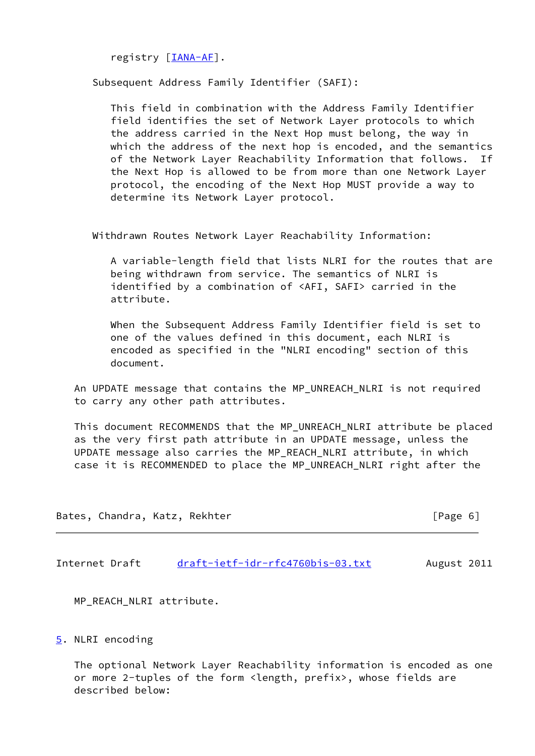registry [IANA-AF].

Subsequent Address Family Identifier (SAFI):

This field in combination with the Address Family Identifier field identifies the set of Network Layer protocols to which the address carried in the Next Hop must belong, the way in which the address of the next hop is encoded, and the semantics of the Network Layer Reachability Information that follows. If the Next Hop is allowed to be from more than one Network Layer protocol, the encoding of the Next Hop MUST provide a way to determine its Network Layer protocol.

Withdrawn Routes Network Layer Reachability Information:

A variable-length field that lists NLRI for the routes that are being withdrawn from service. The semantics of NLRI is identified by a combination of <AFI, SAFI> carried in the attribute.

When the Subsequent Address Family Identifier field is set to one of the values defined in this document, each NLRI is encoded as specified in the "NLRI encoding" section of this document.

An UPDATE message that contains the MP_UNREACH_NLRI is not required to carry any other path attributes.

This document RECOMMENDS that the MP_UNREACH_NLRI attribute be placed as the very first path attribute in an UPDATE message, unless the UPDATE message also carries the MP_REACH_NLRI attribute, in which case it is RECOMMENDED to place the MP_UNREACH_NLRI right after the MP_REACH_NLRI attribute.

## 5. NLRI encoding

The optional Network Layer Reachability information is encoded as one or more 2-tuples of the form <length, prefix>, whose fields are described below: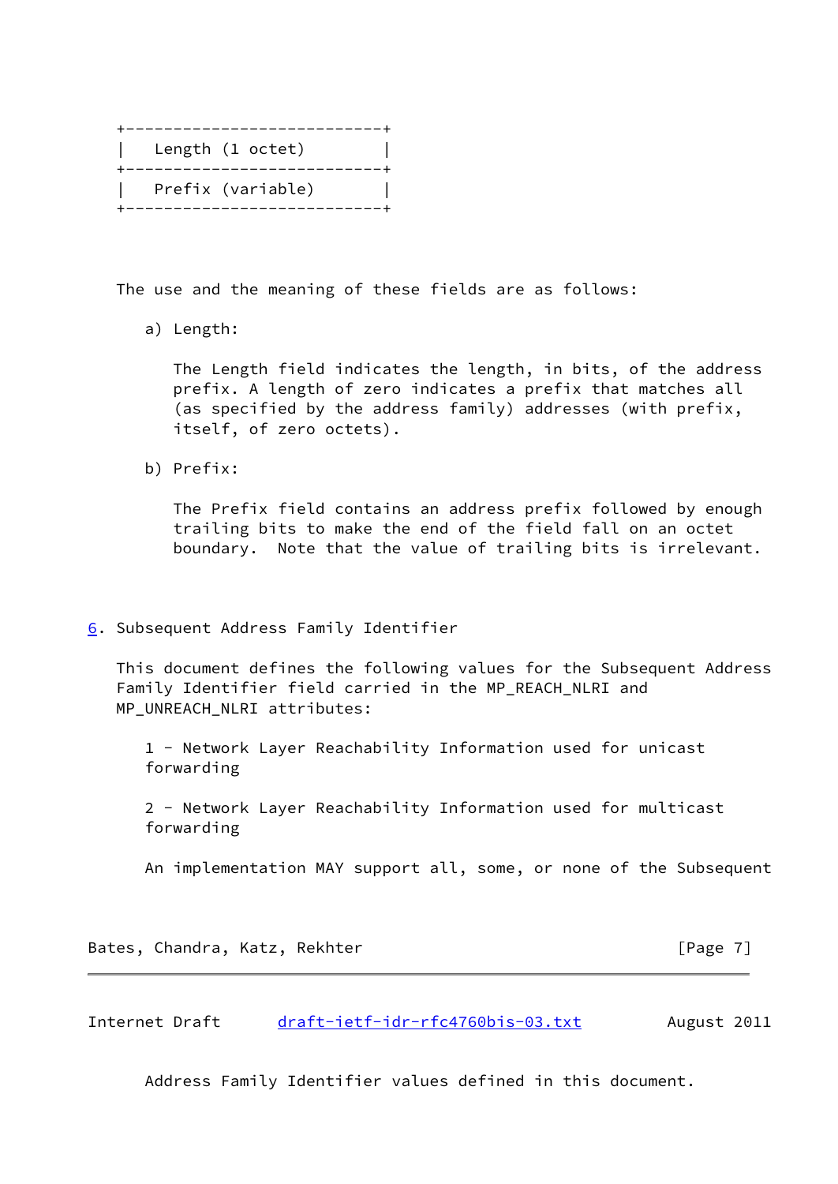```
+---------------------------+
|   Length (1 octet)        |
+---------------------------+
|   Prefix (variable)       |
+---------------------------+
```

The use and the meaning of these fields are as follows:

a) Length:

The Length field indicates the length, in bits, of the address prefix. A length of zero indicates a prefix that matches all (as specified by the address family) addresses (with prefix, itself, of zero octets).

b) Prefix:

The Prefix field contains an address prefix followed by enough trailing bits to make the end of the field fall on an octet boundary. Note that the value of trailing bits is irrelevant.

## 6. Subsequent Address Family Identifier

This document defines the following values for the Subsequent Address Family Identifier field carried in the MP_REACH_NLRI and MP_UNREACH_NLRI attributes:

1 - Network Layer Reachability Information used for unicast forwarding

2 - Network Layer Reachability Information used for multicast forwarding

An implementation MAY support all, some, or none of the Subsequent Address Family Identifier values defined in this document.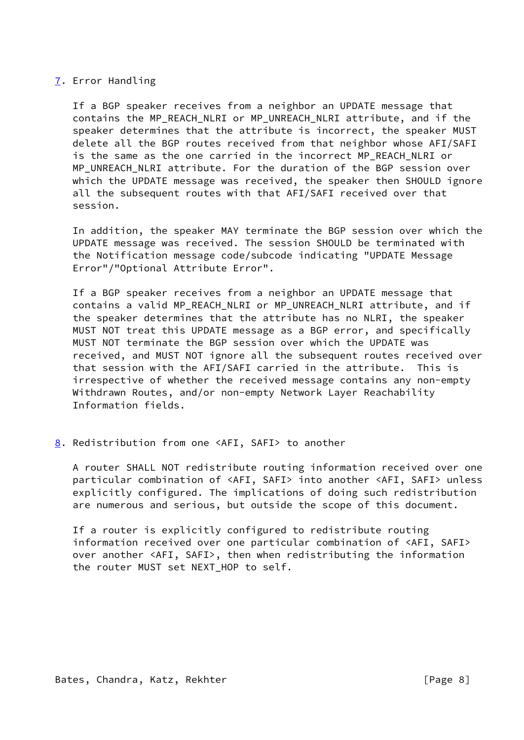## 7. Error Handling

If a BGP speaker receives from a neighbor an UPDATE message that contains the MP_REACH_NLRI or MP_UNREACH_NLRI attribute, and if the speaker determines that the attribute is incorrect, the speaker MUST delete all the BGP routes received from that neighbor whose AFI/SAFI is the same as the one carried in the incorrect MP_REACH_NLRI or MP_UNREACH_NLRI attribute. For the duration of the BGP session over which the UPDATE message was received, the speaker then SHOULD ignore all the subsequent routes with that AFI/SAFI received over that session.

In addition, the speaker MAY terminate the BGP session over which the UPDATE message was received. The session SHOULD be terminated with the Notification message code/subcode indicating "UPDATE Message Error"/"Optional Attribute Error".

If a BGP speaker receives from a neighbor an UPDATE message that contains a valid MP_REACH_NLRI or MP_UNREACH_NLRI attribute, and if the speaker determines that the attribute has no NLRI, the speaker MUST NOT treat this UPDATE message as a BGP error, and specifically MUST NOT terminate the BGP session over which the UPDATE was received, and MUST NOT ignore all the subsequent routes received over that session with the AFI/SAFI carried in the attribute. This is irrespective of whether the received message contains any non-empty Withdrawn Routes, and/or non-empty Network Layer Reachability Information fields.

## 8. Redistribution from one <AFI, SAFI> to another

A router SHALL NOT redistribute routing information received over one particular combination of <AFI, SAFI> into another <AFI, SAFI> unless explicitly configured. The implications of doing such redistribution are numerous and serious, but outside the scope of this document.

If a router is explicitly configured to redistribute routing information received over one particular combination of <AFI, SAFI> over another <AFI, SAFI>, then when redistributing the information the router MUST set NEXT_HOP to self.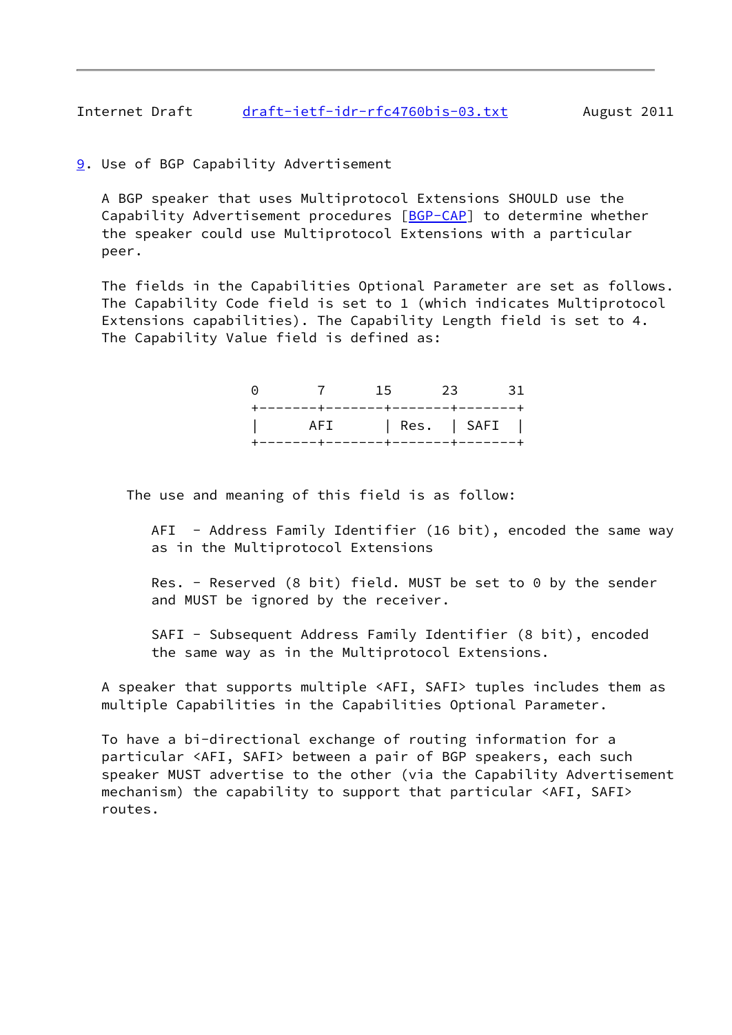## 9. Use of BGP Capability Advertisement

A BGP speaker that uses Multiprotocol Extensions SHOULD use the Capability Advertisement procedures [BGP-CAP] to determine whether the speaker could use Multiprotocol Extensions with a particular peer.

The fields in the Capabilities Optional Parameter are set as follows. The Capability Code field is set to 1 (which indicates Multiprotocol Extensions capabilities). The Capability Length field is set to 4. The Capability Value field is defined as:

```
0       7      15      23      31
+-------+-------+-------+-------+
|      AFI      | Res.  | SAFI  |
+-------+-------+-------+-------+
```

The use and meaning of this field is as follow:

AFI  - Address Family Identifier (16 bit), encoded the same way as in the Multiprotocol Extensions

Res. - Reserved (8 bit) field. MUST be set to 0 by the sender and MUST be ignored by the receiver.

SAFI - Subsequent Address Family Identifier (8 bit), encoded the same way as in the Multiprotocol Extensions.

A speaker that supports multiple <AFI, SAFI> tuples includes them as multiple Capabilities in the Capabilities Optional Parameter.

To have a bi-directional exchange of routing information for a particular <AFI, SAFI> between a pair of BGP speakers, each such speaker MUST advertise to the other (via the Capability Advertisement mechanism) the capability to support that particular <AFI, SAFI> routes.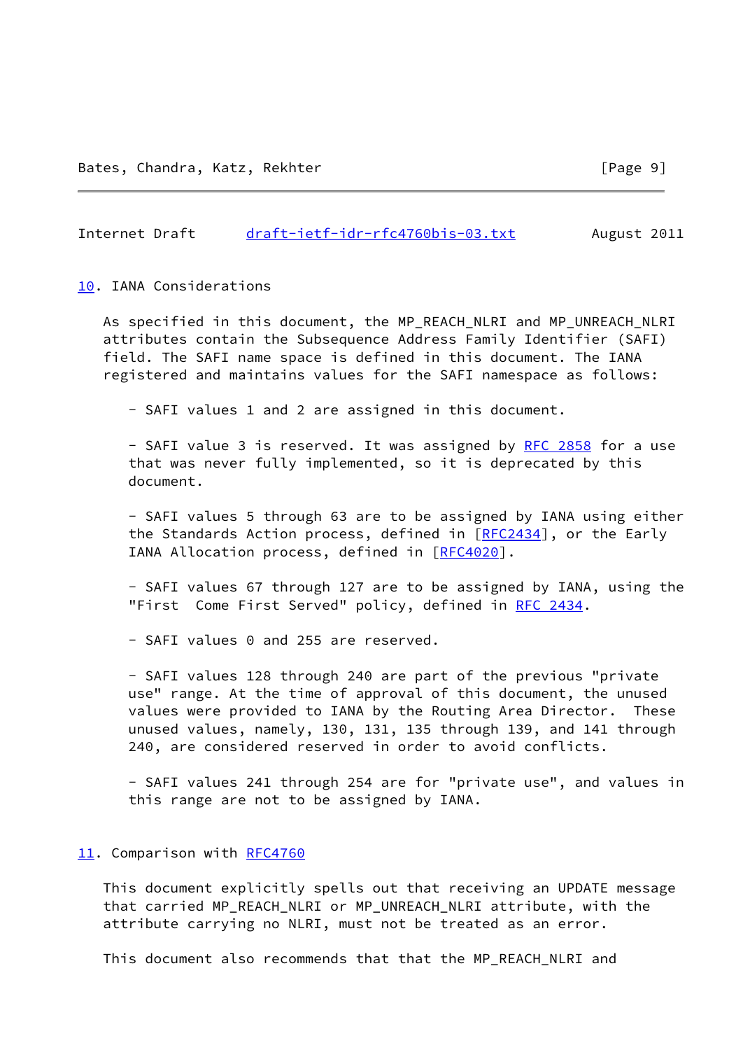## 10. IANA Considerations

As specified in this document, the MP_REACH_NLRI and MP_UNREACH_NLRI attributes contain the Subsequence Address Family Identifier (SAFI) field. The SAFI name space is defined in this document. The IANA registered and maintains values for the SAFI namespace as follows:

- SAFI values 1 and 2 are assigned in this document.

- SAFI value 3 is reserved. It was assigned by RFC 2858 for a use that was never fully implemented, so it is deprecated by this document.

- SAFI values 5 through 63 are to be assigned by IANA using either the Standards Action process, defined in [RFC2434], or the Early IANA Allocation process, defined in [RFC4020].

- SAFI values 67 through 127 are to be assigned by IANA, using the "First  Come First Served" policy, defined in RFC 2434.

- SAFI values 0 and 255 are reserved.

- SAFI values 128 through 240 are part of the previous "private use" range. At the time of approval of this document, the unused values were provided to IANA by the Routing Area Director.  These unused values, namely, 130, 131, 135 through 139, and 141 through 240, are considered reserved in order to avoid conflicts.

- SAFI values 241 through 254 are for "private use", and values in this range are not to be assigned by IANA.

## 11. Comparison with RFC4760

This document explicitly spells out that receiving an UPDATE message that carried MP_REACH_NLRI or MP_UNREACH_NLRI attribute, with the attribute carrying no NLRI, must not be treated as an error.

This document also recommends that that the MP_REACH_NLRI and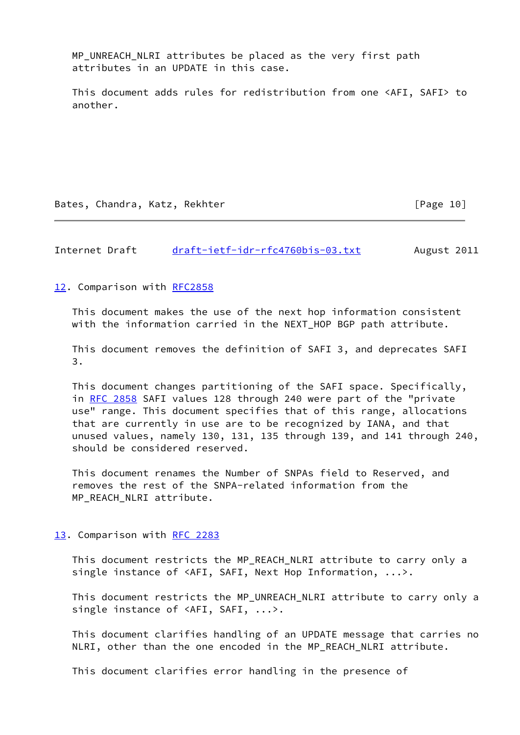MP_UNREACH_NLRI attributes be placed as the very first path attributes in an UPDATE in this case.

This document adds rules for redistribution from one <AFI, SAFI> to another.

## 12. Comparison with RFC2858

This document makes the use of the next hop information consistent with the information carried in the NEXT_HOP BGP path attribute.

This document removes the definition of SAFI 3, and deprecates SAFI 3.

This document changes partitioning of the SAFI space. Specifically, in RFC 2858 SAFI values 128 through 240 were part of the "private use" range. This document specifies that of this range, allocations that are currently in use are to be recognized by IANA, and that unused values, namely 130, 131, 135 through 139, and 141 through 240, should be considered reserved.

This document renames the Number of SNPAs field to Reserved, and removes the rest of the SNPA-related information from the MP_REACH_NLRI attribute.

## 13. Comparison with RFC 2283

This document restricts the MP_REACH_NLRI attribute to carry only a single instance of <AFI, SAFI, Next Hop Information, ...>.

This document restricts the MP_UNREACH_NLRI attribute to carry only a single instance of <AFI, SAFI, ...>.

This document clarifies handling of an UPDATE message that carries no NLRI, other than the one encoded in the MP_REACH_NLRI attribute.

This document clarifies error handling in the presence of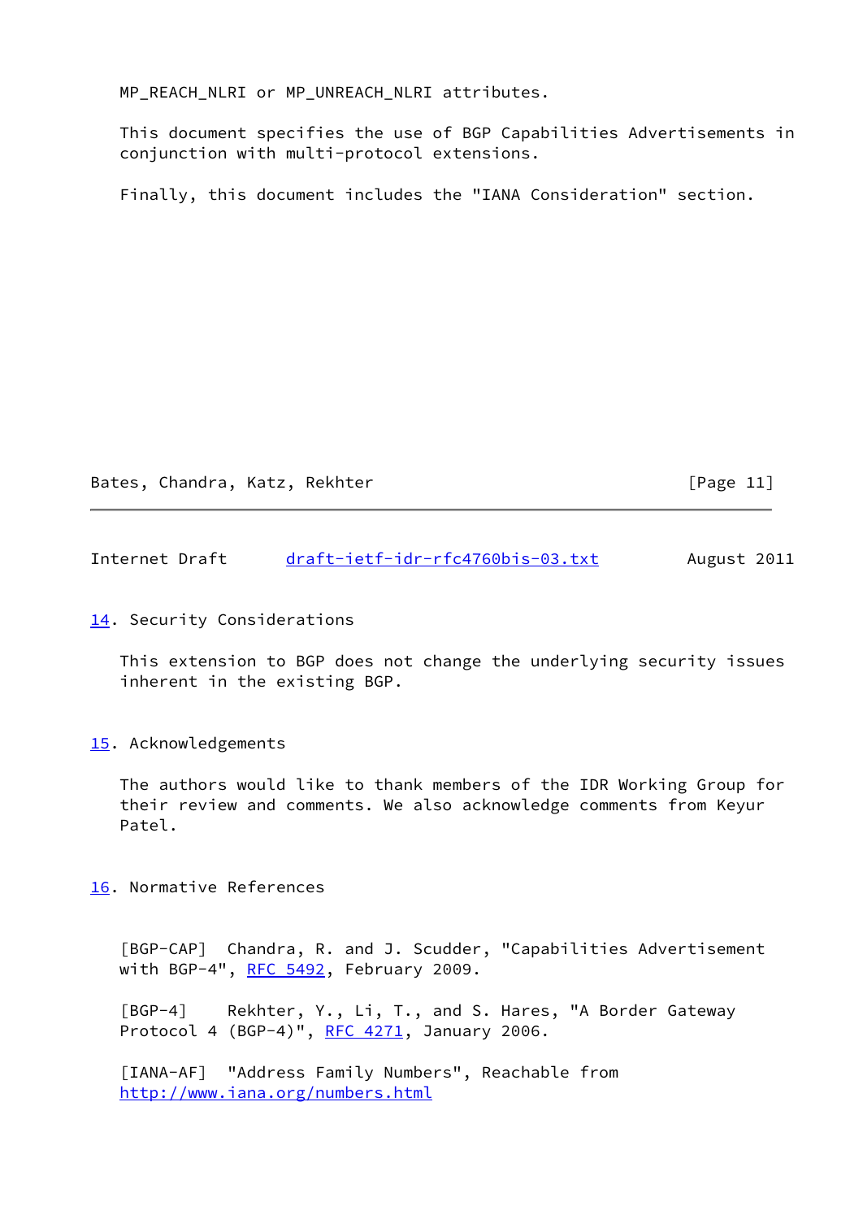MP_REACH_NLRI or MP_UNREACH_NLRI attributes.

This document specifies the use of BGP Capabilities Advertisements in conjunction with multi-protocol extensions.

Finally, this document includes the "IANA Consideration" section.

## 14. Security Considerations

This extension to BGP does not change the underlying security issues inherent in the existing BGP.

## 15. Acknowledgements

The authors would like to thank members of the IDR Working Group for their review and comments. We also acknowledge comments from Keyur Patel.

## 16. Normative References

[BGP-CAP]  Chandra, R. and J. Scudder, "Capabilities Advertisement with BGP-4", RFC 5492, February 2009.

[BGP-4]    Rekhter, Y., Li, T., and S. Hares, "A Border Gateway Protocol 4 (BGP-4)", RFC 4271, January 2006.

[IANA-AF]  "Address Family Numbers", Reachable from http://www.iana.org/numbers.html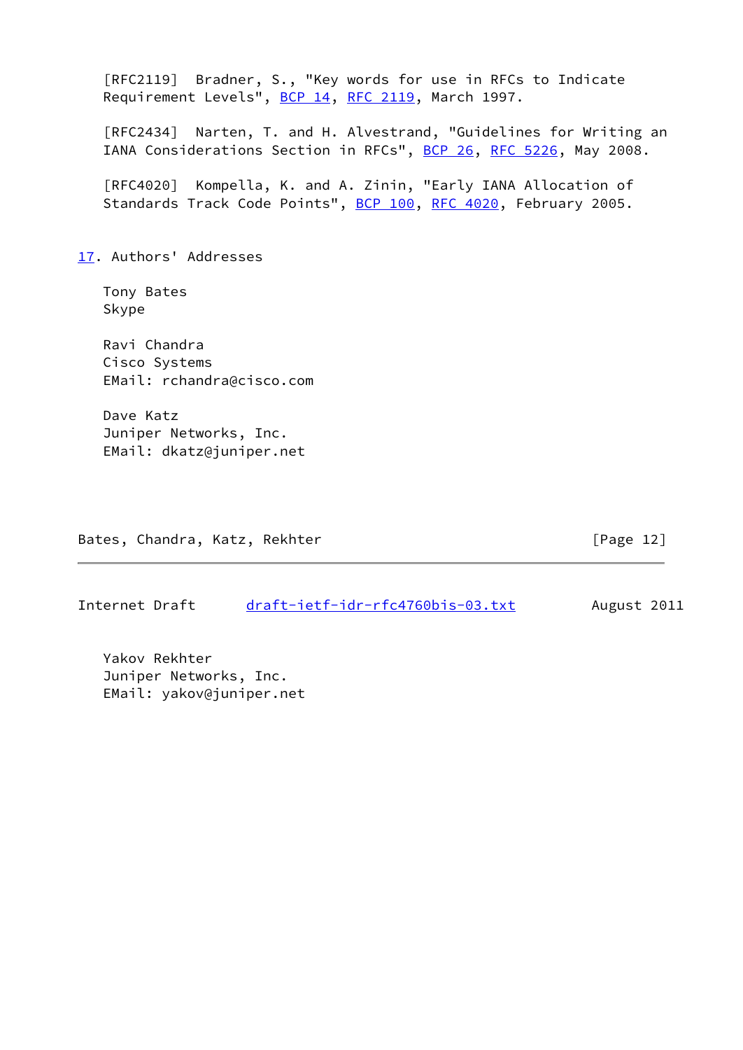[RFC2119] Bradner, S., "Key words for use in RFCs to Indicate Requirement Levels", BCP 14, RFC 2119, March 1997.

[RFC2434] Narten, T. and H. Alvestrand, "Guidelines for Writing an IANA Considerations Section in RFCs", BCP 26, RFC 5226, May 2008.

[RFC4020] Kompella, K. and A. Zinin, "Early IANA Allocation of Standards Track Code Points", BCP 100, RFC 4020, February 2005.

## 17. Authors' Addresses

Tony Bates
Skype

Ravi Chandra
Cisco Systems
EMail: rchandra@cisco.com

Dave Katz
Juniper Networks, Inc.
EMail: dkatz@juniper.net

Yakov Rekhter
Juniper Networks, Inc.
EMail: yakov@juniper.net